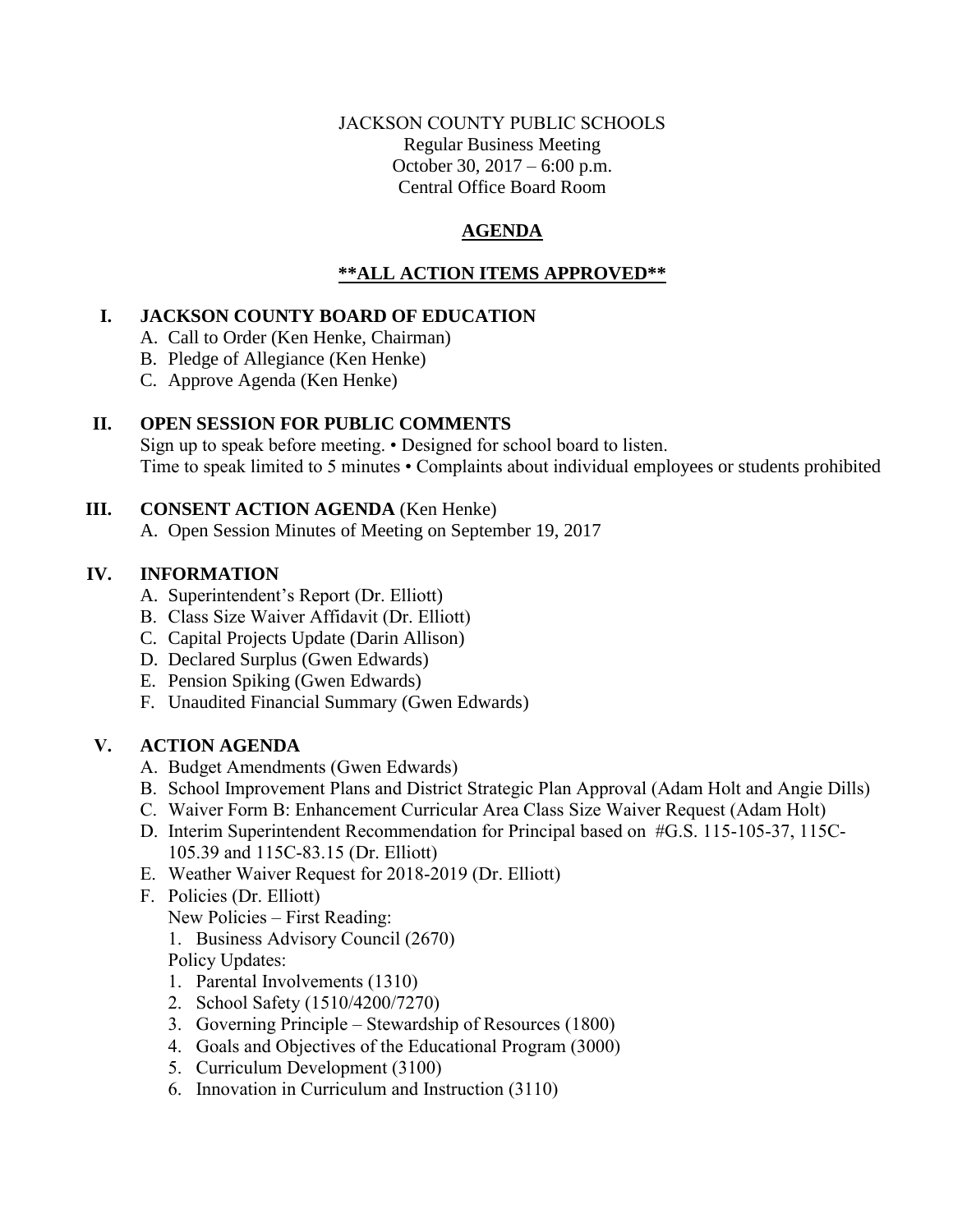JACKSON COUNTY PUBLIC SCHOOLS
Regular Business Meeting
October 30, 2017 – 6:00 p.m.
Central Office Board Room

# AGENDA

## **ALL ACTION ITEMS APPROVED**

## I. JACKSON COUNTY BOARD OF EDUCATION

A. Call to Order (Ken Henke, Chairman)
B. Pledge of Allegiance (Ken Henke)
C. Approve Agenda (Ken Henke)

## II. OPEN SESSION FOR PUBLIC COMMENTS

Sign up to speak before meeting. • Designed for school board to listen.
Time to speak limited to 5 minutes • Complaints about individual employees or students prohibited

## III. CONSENT ACTION AGENDA (Ken Henke)

A. Open Session Minutes of Meeting on September 19, 2017

## IV. INFORMATION

A. Superintendent's Report (Dr. Elliott)
B. Class Size Waiver Affidavit (Dr. Elliott)
C. Capital Projects Update (Darin Allison)
D. Declared Surplus (Gwen Edwards)
E. Pension Spiking (Gwen Edwards)
F. Unaudited Financial Summary (Gwen Edwards)

## V. ACTION AGENDA

A. Budget Amendments (Gwen Edwards)
B. School Improvement Plans and District Strategic Plan Approval (Adam Holt and Angie Dills)
C. Waiver Form B: Enhancement Curricular Area Class Size Waiver Request (Adam Holt)
D. Interim Superintendent Recommendation for Principal based on #G.S. 115-105-37, 115C-105.39 and 115C-83.15 (Dr. Elliott)
E. Weather Waiver Request for 2018-2019 (Dr. Elliott)
F. Policies (Dr. Elliott)
   New Policies – First Reading:
   1. Business Advisory Council (2670)
   
   Policy Updates:
   1. Parental Involvements (1310)
   2. School Safety (1510/4200/7270)
   3. Governing Principle – Stewardship of Resources (1800)
   4. Goals and Objectives of the Educational Program (3000)
   5. Curriculum Development (3100)
   6. Innovation in Curriculum and Instruction (3110)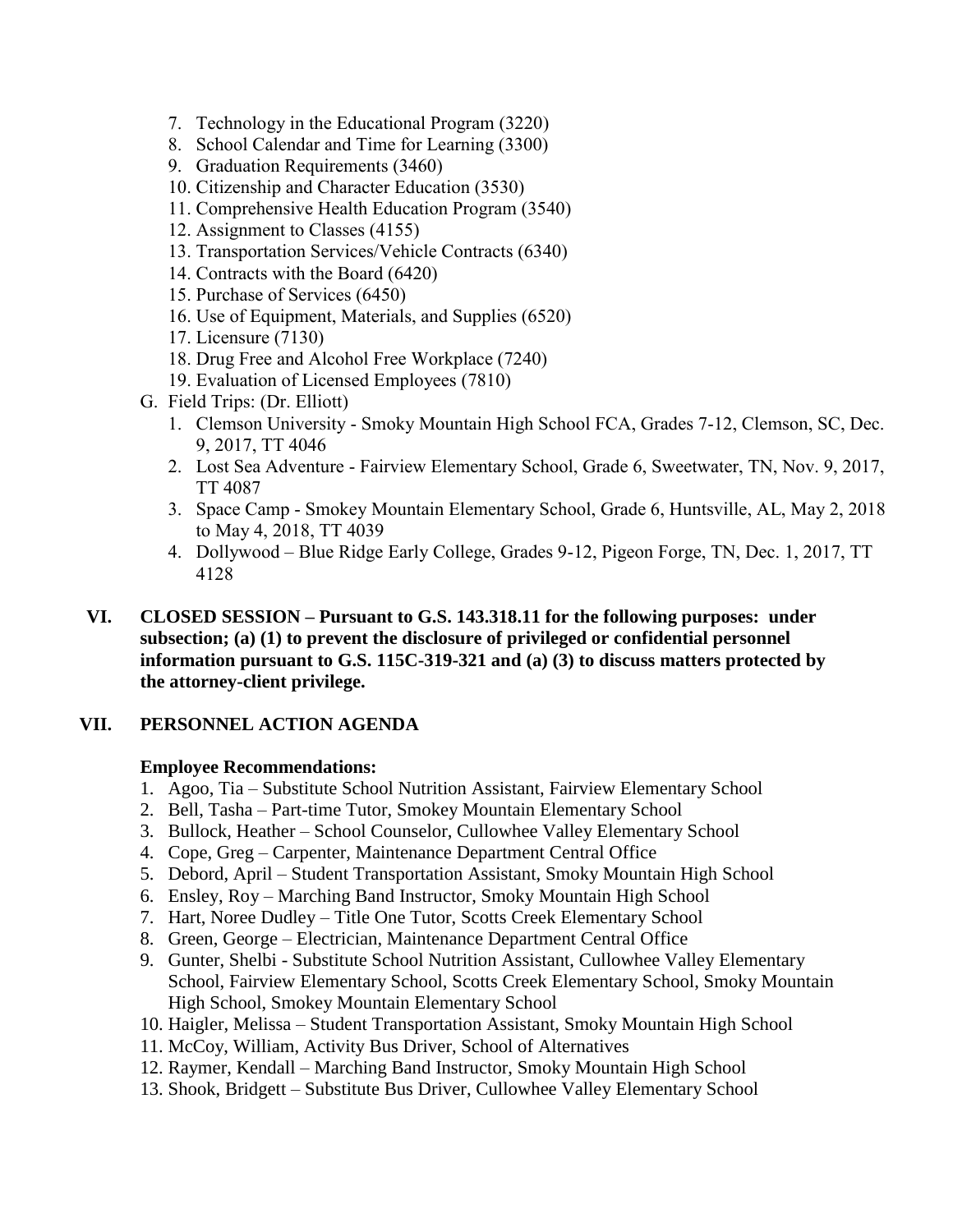7. Technology in the Educational Program (3220)
8. School Calendar and Time for Learning (3300)
9. Graduation Requirements (3460)
10. Citizenship and Character Education (3530)
11. Comprehensive Health Education Program (3540)
12. Assignment to Classes (4155)
13. Transportation Services/Vehicle Contracts (6340)
14. Contracts with the Board (6420)
15. Purchase of Services (6450)
16. Use of Equipment, Materials, and Supplies (6520)
17. Licensure (7130)
18. Drug Free and Alcohol Free Workplace (7240)
19. Evaluation of Licensed Employees (7810)

G. Field Trips: (Dr. Elliott)
1. Clemson University - Smoky Mountain High School FCA, Grades 7-12, Clemson, SC, Dec. 9, 2017, TT 4046
2. Lost Sea Adventure - Fairview Elementary School, Grade 6, Sweetwater, TN, Nov. 9, 2017, TT 4087
3. Space Camp - Smokey Mountain Elementary School, Grade 6, Huntsville, AL, May 2, 2018 to May 4, 2018, TT 4039
4. Dollywood – Blue Ridge Early College, Grades 9-12, Pigeon Forge, TN, Dec. 1, 2017, TT 4128

## VI. CLOSED SESSION – Pursuant to G.S. 143.318.11 for the following purposes: under subsection; (a) (1) to prevent the disclosure of privileged or confidential personnel information pursuant to G.S. 115C-319-321 and (a) (3) to discuss matters protected by the attorney-client privilege.

## VII. PERSONNEL ACTION AGENDA

**Employee Recommendations:**

1. Agoo, Tia – Substitute School Nutrition Assistant, Fairview Elementary School
2. Bell, Tasha – Part-time Tutor, Smokey Mountain Elementary School
3. Bullock, Heather – School Counselor, Cullowhee Valley Elementary School
4. Cope, Greg – Carpenter, Maintenance Department Central Office
5. Debord, April – Student Transportation Assistant, Smoky Mountain High School
6. Ensley, Roy – Marching Band Instructor, Smoky Mountain High School
7. Hart, Noree Dudley – Title One Tutor, Scotts Creek Elementary School
8. Green, George – Electrician, Maintenance Department Central Office
9. Gunter, Shelbi - Substitute School Nutrition Assistant, Cullowhee Valley Elementary School, Fairview Elementary School, Scotts Creek Elementary School, Smoky Mountain High School, Smokey Mountain Elementary School
10. Haigler, Melissa – Student Transportation Assistant, Smoky Mountain High School
11. McCoy, William, Activity Bus Driver, School of Alternatives
12. Raymer, Kendall – Marching Band Instructor, Smoky Mountain High School
13. Shook, Bridgett – Substitute Bus Driver, Cullowhee Valley Elementary School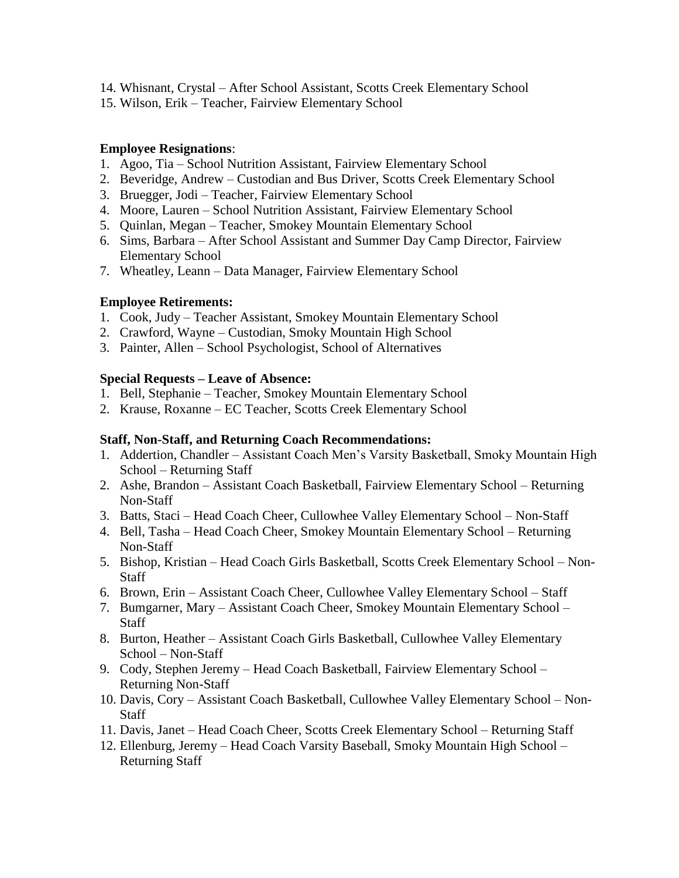14. Whisnant, Crystal – After School Assistant, Scotts Creek Elementary School
15. Wilson, Erik – Teacher, Fairview Elementary School

**Employee Resignations**:

1. Agoo, Tia – School Nutrition Assistant, Fairview Elementary School
2. Beveridge, Andrew – Custodian and Bus Driver, Scotts Creek Elementary School
3. Bruegger, Jodi – Teacher, Fairview Elementary School
4. Moore, Lauren – School Nutrition Assistant, Fairview Elementary School
5. Quinlan, Megan – Teacher, Smokey Mountain Elementary School
6. Sims, Barbara – After School Assistant and Summer Day Camp Director, Fairview Elementary School
7. Wheatley, Leann – Data Manager, Fairview Elementary School

**Employee Retirements:**

1. Cook, Judy – Teacher Assistant, Smokey Mountain Elementary School
2. Crawford, Wayne – Custodian, Smoky Mountain High School
3. Painter, Allen – School Psychologist, School of Alternatives

**Special Requests – Leave of Absence:**

1. Bell, Stephanie – Teacher, Smokey Mountain Elementary School
2. Krause, Roxanne – EC Teacher, Scotts Creek Elementary School

**Staff, Non-Staff, and Returning Coach Recommendations:**

1. Addertion, Chandler – Assistant Coach Men's Varsity Basketball, Smoky Mountain High School – Returning Staff
2. Ashe, Brandon – Assistant Coach Basketball, Fairview Elementary School – Returning Non-Staff
3. Batts, Staci – Head Coach Cheer, Cullowhee Valley Elementary School – Non-Staff
4. Bell, Tasha – Head Coach Cheer, Smokey Mountain Elementary School – Returning Non-Staff
5. Bishop, Kristian – Head Coach Girls Basketball, Scotts Creek Elementary School – Non-Staff
6. Brown, Erin – Assistant Coach Cheer, Cullowhee Valley Elementary School – Staff
7. Bumgarner, Mary – Assistant Coach Cheer, Smokey Mountain Elementary School – Staff
8. Burton, Heather – Assistant Coach Girls Basketball, Cullowhee Valley Elementary School – Non-Staff
9. Cody, Stephen Jeremy – Head Coach Basketball, Fairview Elementary School – Returning Non-Staff
10. Davis, Cory – Assistant Coach Basketball, Cullowhee Valley Elementary School – Non-Staff
11. Davis, Janet – Head Coach Cheer, Scotts Creek Elementary School – Returning Staff
12. Ellenburg, Jeremy – Head Coach Varsity Baseball, Smoky Mountain High School – Returning Staff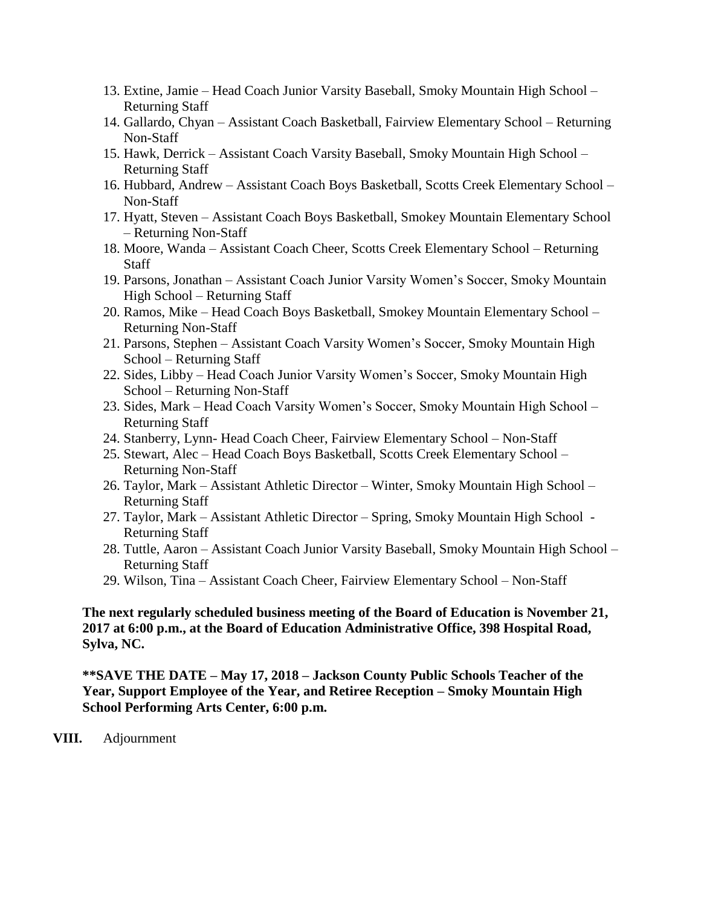13. Extine, Jamie – Head Coach Junior Varsity Baseball, Smoky Mountain High School – Returning Staff
14. Gallardo, Chyan – Assistant Coach Basketball, Fairview Elementary School – Returning Non-Staff
15. Hawk, Derrick – Assistant Coach Varsity Baseball, Smoky Mountain High School – Returning Staff
16. Hubbard, Andrew – Assistant Coach Boys Basketball, Scotts Creek Elementary School – Non-Staff
17. Hyatt, Steven – Assistant Coach Boys Basketball, Smokey Mountain Elementary School – Returning Non-Staff
18. Moore, Wanda – Assistant Coach Cheer, Scotts Creek Elementary School – Returning Staff
19. Parsons, Jonathan – Assistant Coach Junior Varsity Women's Soccer, Smoky Mountain High School – Returning Staff
20. Ramos, Mike – Head Coach Boys Basketball, Smokey Mountain Elementary School – Returning Non-Staff
21. Parsons, Stephen – Assistant Coach Varsity Women's Soccer, Smoky Mountain High School – Returning Staff
22. Sides, Libby – Head Coach Junior Varsity Women's Soccer, Smoky Mountain High School – Returning Non-Staff
23. Sides, Mark – Head Coach Varsity Women's Soccer, Smoky Mountain High School – Returning Staff
24. Stanberry, Lynn- Head Coach Cheer, Fairview Elementary School – Non-Staff
25. Stewart, Alec – Head Coach Boys Basketball, Scotts Creek Elementary School – Returning Non-Staff
26. Taylor, Mark – Assistant Athletic Director – Winter, Smoky Mountain High School – Returning Staff
27. Taylor, Mark – Assistant Athletic Director – Spring, Smoky Mountain High School - Returning Staff
28. Tuttle, Aaron – Assistant Coach Junior Varsity Baseball, Smoky Mountain High School – Returning Staff
29. Wilson, Tina – Assistant Coach Cheer, Fairview Elementary School – Non-Staff

**The next regularly scheduled business meeting of the Board of Education is November 21, 2017 at 6:00 p.m., at the Board of Education Administrative Office, 398 Hospital Road, Sylva, NC.**

****SAVE THE DATE – May 17, 2018 – Jackson County Public Schools Teacher of the Year, Support Employee of the Year, and Retiree Reception – Smoky Mountain High School Performing Arts Center, 6:00 p.m.**

**VIII.** Adjournment